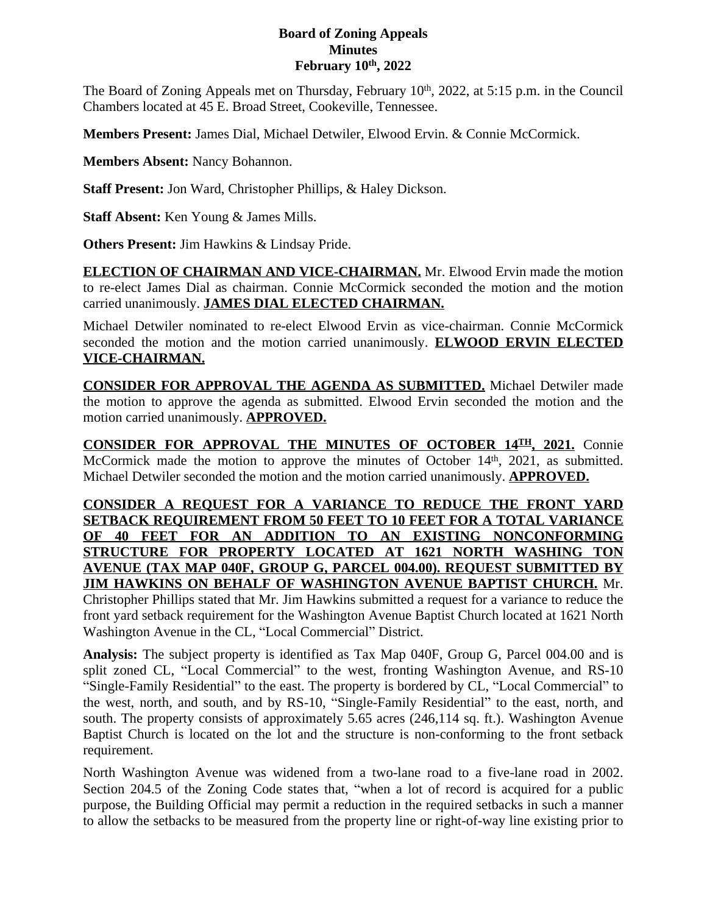**Board of Zoning Appeals**
**Minutes**
**February 10th, 2022**

The Board of Zoning Appeals met on Thursday, February 10th, 2022, at 5:15 p.m. in the Council Chambers located at 45 E. Broad Street, Cookeville, Tennessee.

**Members Present:** James Dial, Michael Detwiler, Elwood Ervin. & Connie McCormick.

**Members Absent:** Nancy Bohannon.

**Staff Present:** Jon Ward, Christopher Phillips, & Haley Dickson.

**Staff Absent:** Ken Young & James Mills.

**Others Present:** Jim Hawkins & Lindsay Pride.

**ELECTION OF CHAIRMAN AND VICE-CHAIRMAN.** Mr. Elwood Ervin made the motion to re-elect James Dial as chairman. Connie McCormick seconded the motion and the motion carried unanimously. **JAMES DIAL ELECTED CHAIRMAN.**

Michael Detwiler nominated to re-elect Elwood Ervin as vice-chairman. Connie McCormick seconded the motion and the motion carried unanimously. **ELWOOD ERVIN ELECTED VICE-CHAIRMAN.**

**CONSIDER FOR APPROVAL THE AGENDA AS SUBMITTED.** Michael Detwiler made the motion to approve the agenda as submitted. Elwood Ervin seconded the motion and the motion carried unanimously. **APPROVED.**

**CONSIDER FOR APPROVAL THE MINUTES OF OCTOBER 14TH, 2021.** Connie McCormick made the motion to approve the minutes of October 14th, 2021, as submitted. Michael Detwiler seconded the motion and the motion carried unanimously. **APPROVED.**

**CONSIDER A REQUEST FOR A VARIANCE TO REDUCE THE FRONT YARD SETBACK REQUIREMENT FROM 50 FEET TO 10 FEET FOR A TOTAL VARIANCE OF 40 FEET FOR AN ADDITION TO AN EXISTING NONCONFORMING STRUCTURE FOR PROPERTY LOCATED AT 1621 NORTH WASHING TON AVENUE (TAX MAP 040F, GROUP G, PARCEL 004.00). REQUEST SUBMITTED BY JIM HAWKINS ON BEHALF OF WASHINGTON AVENUE BAPTIST CHURCH.** Mr. Christopher Phillips stated that Mr. Jim Hawkins submitted a request for a variance to reduce the front yard setback requirement for the Washington Avenue Baptist Church located at 1621 North Washington Avenue in the CL, "Local Commercial" District.

**Analysis:** The subject property is identified as Tax Map 040F, Group G, Parcel 004.00 and is split zoned CL, "Local Commercial" to the west, fronting Washington Avenue, and RS-10 "Single-Family Residential" to the east. The property is bordered by CL, "Local Commercial" to the west, north, and south, and by RS-10, "Single-Family Residential" to the east, north, and south. The property consists of approximately 5.65 acres (246,114 sq. ft.). Washington Avenue Baptist Church is located on the lot and the structure is non-conforming to the front setback requirement.

North Washington Avenue was widened from a two-lane road to a five-lane road in 2002. Section 204.5 of the Zoning Code states that, "when a lot of record is acquired for a public purpose, the Building Official may permit a reduction in the required setbacks in such a manner to allow the setbacks to be measured from the property line or right-of-way line existing prior to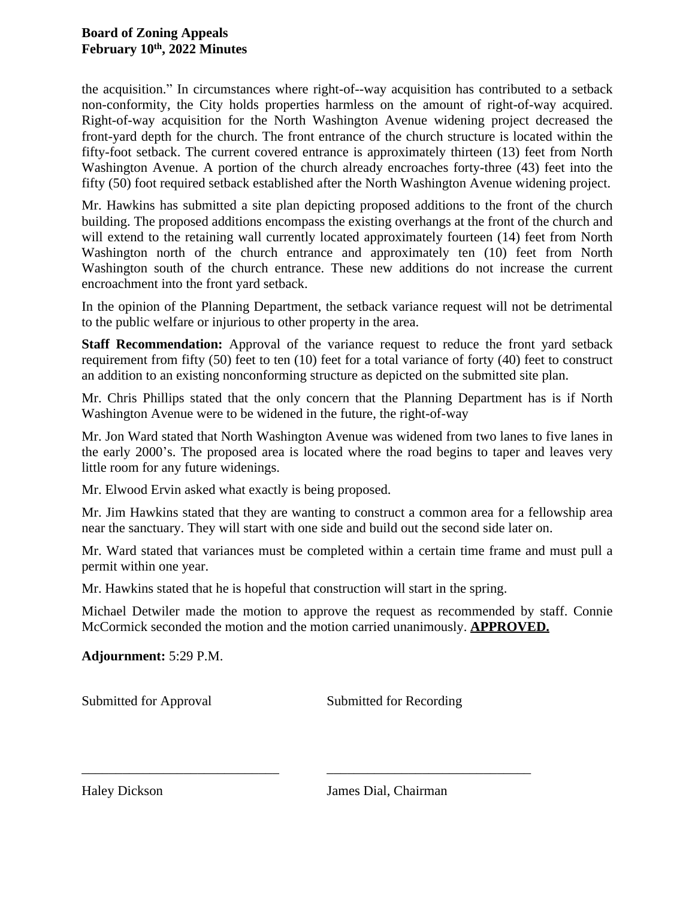the acquisition." In circumstances where right-of--way acquisition has contributed to a setback non-conformity, the City holds properties harmless on the amount of right-of-way acquired. Right-of-way acquisition for the North Washington Avenue widening project decreased the front-yard depth for the church. The front entrance of the church structure is located within the fifty-foot setback. The current covered entrance is approximately thirteen (13) feet from North Washington Avenue. A portion of the church already encroaches forty-three (43) feet into the fifty (50) foot required setback established after the North Washington Avenue widening project.

Mr. Hawkins has submitted a site plan depicting proposed additions to the front of the church building. The proposed additions encompass the existing overhangs at the front of the church and will extend to the retaining wall currently located approximately fourteen (14) feet from North Washington north of the church entrance and approximately ten (10) feet from North Washington south of the church entrance. These new additions do not increase the current encroachment into the front yard setback.

In the opinion of the Planning Department, the setback variance request will not be detrimental to the public welfare or injurious to other property in the area.

**Staff Recommendation:** Approval of the variance request to reduce the front yard setback requirement from fifty (50) feet to ten (10) feet for a total variance of forty (40) feet to construct an addition to an existing nonconforming structure as depicted on the submitted site plan.

Mr. Chris Phillips stated that the only concern that the Planning Department has is if North Washington Avenue were to be widened in the future, the right-of-way

Mr. Jon Ward stated that North Washington Avenue was widened from two lanes to five lanes in the early 2000's. The proposed area is located where the road begins to taper and leaves very little room for any future widenings.

Mr. Elwood Ervin asked what exactly is being proposed.

Mr. Jim Hawkins stated that they are wanting to construct a common area for a fellowship area near the sanctuary. They will start with one side and build out the second side later on.

Mr. Ward stated that variances must be completed within a certain time frame and must pull a permit within one year.

Mr. Hawkins stated that he is hopeful that construction will start in the spring.

Michael Detwiler made the motion to approve the request as recommended by staff. Connie McCormick seconded the motion and the motion carried unanimously. **APPROVED.**

**Adjournment:** 5:29 P.M.

Submitted for Approval

Submitted for Recording

______________________________

Haley Dickson

______________________________

James Dial, Chairman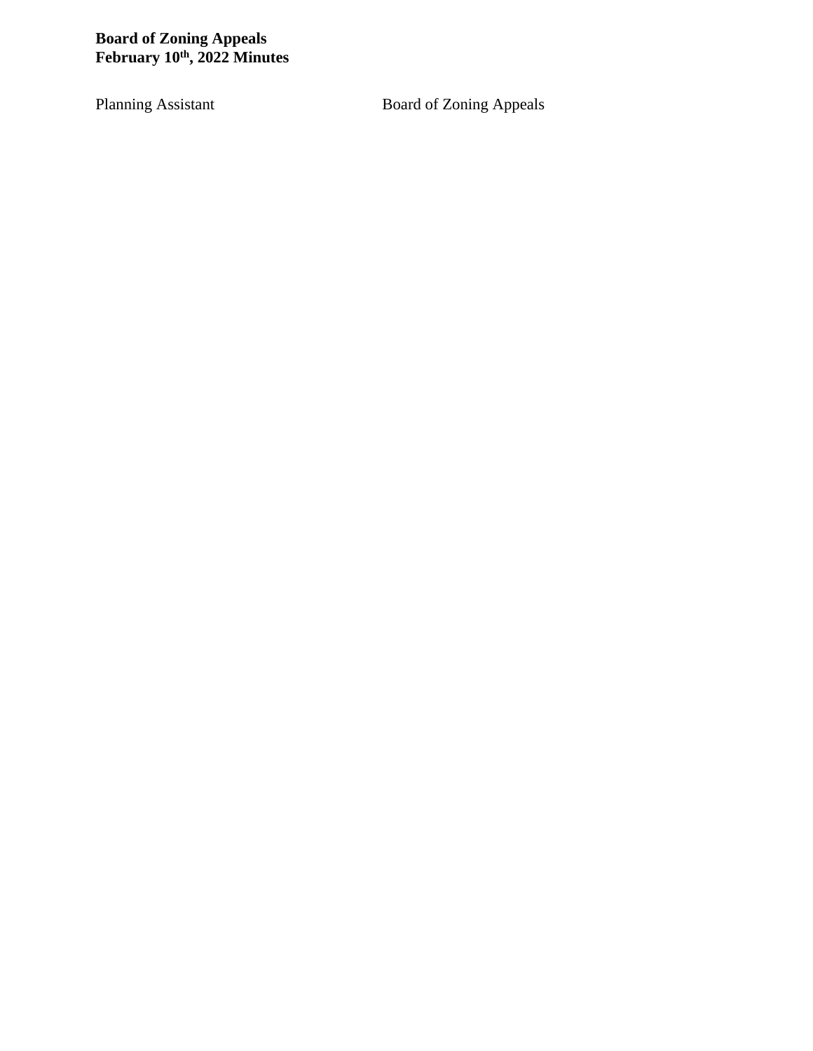Planning Assistant Board of Zoning Appeals